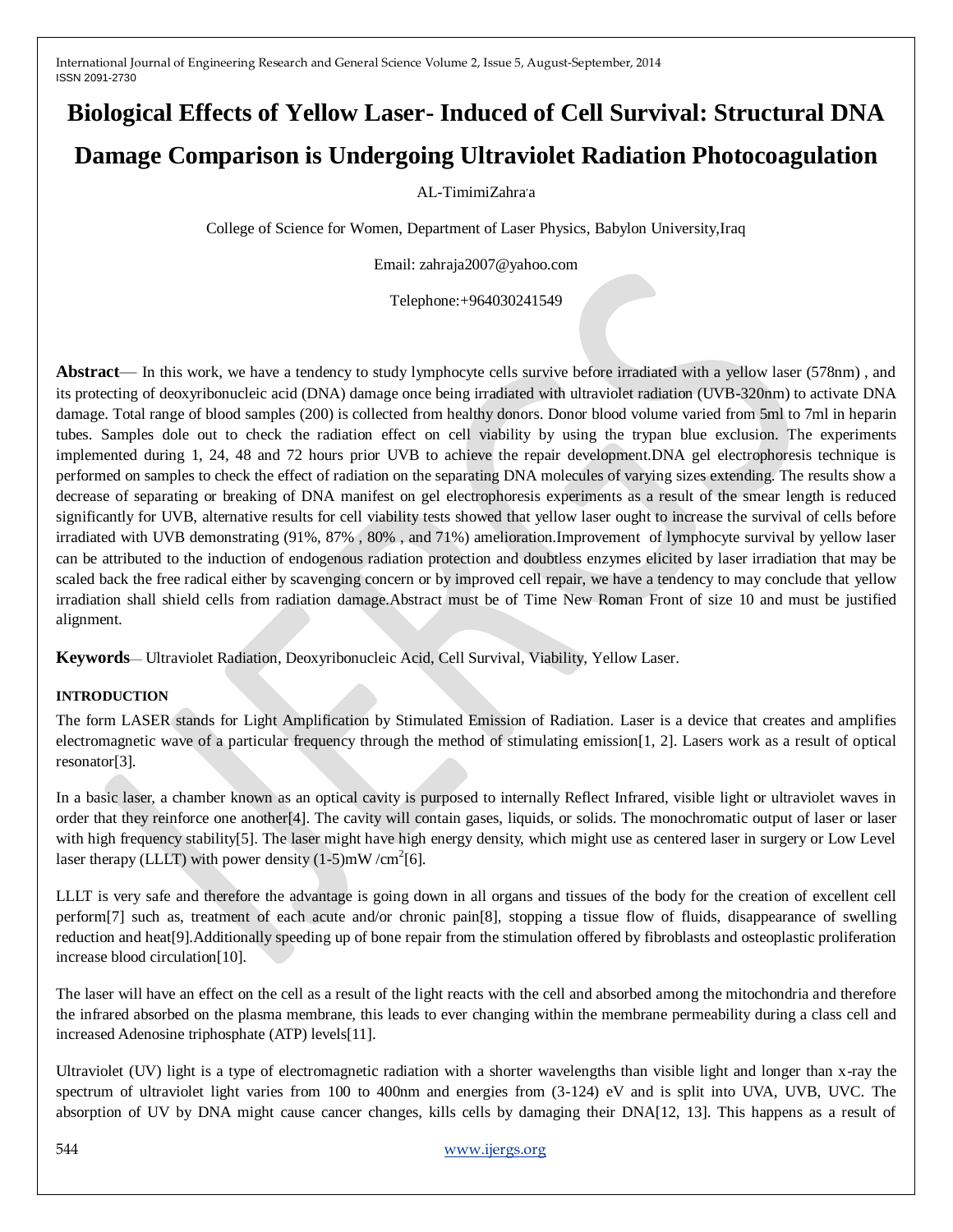# Biological Effects of Yellow Laser- Induced of Cell Survival: Structural DNA Damage Comparison is Undergoing Ultraviolet Radiation Photocoagulation

AL-TimimiZahra'a

College of Science for Women, Department of Laser Physics, Babylon University,Iraq

Email: zahraja2007@yahoo.com

Telephone:+964030241549

**Abstract**— In this work, we have a tendency to study lymphocyte cells survive before irradiated with a yellow laser (578nm) , and its protecting of deoxyribonucleic acid (DNA) damage once being irradiated with ultraviolet radiation (UVB-320nm) to activate DNA damage. Total range of blood samples (200) is collected from healthy donors. Donor blood volume varied from 5ml to 7ml in heparin tubes. Samples dole out to check the radiation effect on cell viability by using the trypan blue exclusion. The experiments implemented during 1, 24, 48 and 72 hours prior UVB to achieve the repair development.DNA gel electrophoresis technique is performed on samples to check the effect of radiation on the separating DNA molecules of varying sizes extending. The results show a decrease of separating or breaking of DNA manifest on gel electrophoresis experiments as a result of the smear length is reduced significantly for UVB, alternative results for cell viability tests showed that yellow laser ought to increase the survival of cells before irradiated with UVB demonstrating (91%, 87% , 80% , and 71%) amelioration.Improvement of lymphocyte survival by yellow laser can be attributed to the induction of endogenous radiation protection and doubtless enzymes elicited by laser irradiation that may be scaled back the free radical either by scavenging concern or by improved cell repair, we have a tendency to may conclude that yellow irradiation shall shield cells from radiation damage.Abstract must be of Time New Roman Front of size 10 and must be justified alignment.

**Keywords**— Ultraviolet Radiation, Deoxyribonucleic Acid, Cell Survival, Viability, Yellow Laser.

**INTRODUCTION**

The form LASER stands for Light Amplification by Stimulated Emission of Radiation. Laser is a device that creates and amplifies electromagnetic wave of a particular frequency through the method of stimulating emission[1, 2]. Lasers work as a result of optical resonator[3].

In a basic laser, a chamber known as an optical cavity is purposed to internally Reflect Infrared, visible light or ultraviolet waves in order that they reinforce one another[4]. The cavity will contain gases, liquids, or solids. The monochromatic output of laser or laser with high frequency stability[5]. The laser might have high energy density, which might use as centered laser in surgery or Low Level laser therapy (LLLT) with power density (1-5)mW /cm$^2$[6].

LLLT is very safe and therefore the advantage is going down in all organs and tissues of the body for the creation of excellent cell perform[7] such as, treatment of each acute and/or chronic pain[8], stopping a tissue flow of fluids, disappearance of swelling reduction and heat[9].Additionally speeding up of bone repair from the stimulation offered by fibroblasts and osteoplastic proliferation increase blood circulation[10].

The laser will have an effect on the cell as a result of the light reacts with the cell and absorbed among the mitochondria and therefore the infrared absorbed on the plasma membrane, this leads to ever changing within the membrane permeability during a class cell and increased Adenosine triphosphate (ATP) levels[11].

Ultraviolet (UV) light is a type of electromagnetic radiation with a shorter wavelengths than visible light and longer than x-ray the spectrum of ultraviolet light varies from 100 to 400nm and energies from (3-124) eV and is split into UVA, UVB, UVC. The absorption of UV by DNA might cause cancer changes, kills cells by damaging their DNA[12, 13]. This happens as a result of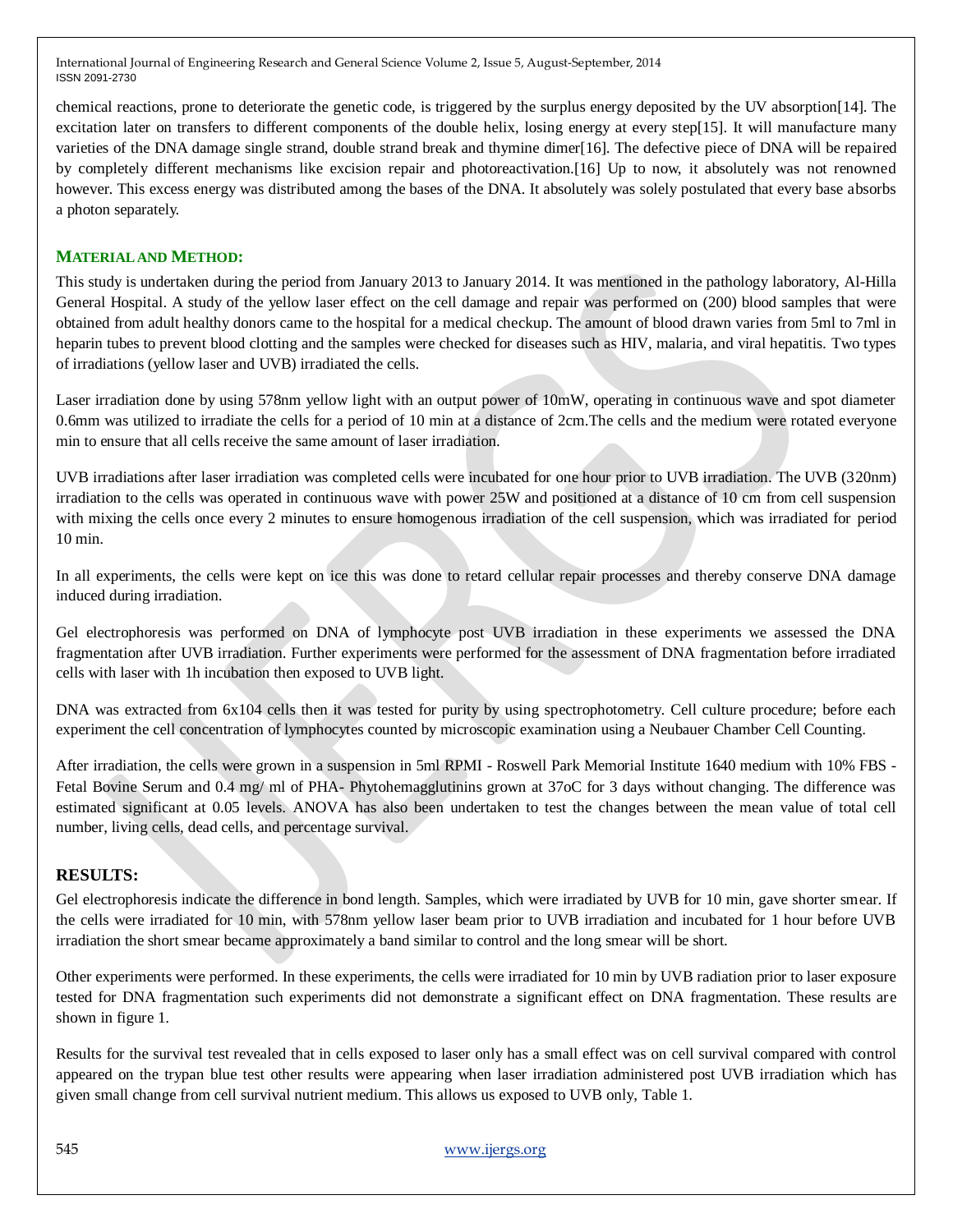chemical reactions, prone to deteriorate the genetic code, is triggered by the surplus energy deposited by the UV absorption[14]. The excitation later on transfers to different components of the double helix, losing energy at every step[15]. It will manufacture many varieties of the DNA damage single strand, double strand break and thymine dimer[16]. The defective piece of DNA will be repaired by completely different mechanisms like excision repair and photoreactivation.[16] Up to now, it absolutely was not renowned however. This excess energy was distributed among the bases of the DNA. It absolutely was solely postulated that every base absorbs a photon separately.

## MATERIAL AND METHOD:

This study is undertaken during the period from January 2013 to January 2014. It was mentioned in the pathology laboratory, Al-Hilla General Hospital. A study of the yellow laser effect on the cell damage and repair was performed on (200) blood samples that were obtained from adult healthy donors came to the hospital for a medical checkup. The amount of blood drawn varies from 5ml to 7ml in heparin tubes to prevent blood clotting and the samples were checked for diseases such as HIV, malaria, and viral hepatitis. Two types of irradiations (yellow laser and UVB) irradiated the cells.

Laser irradiation done by using 578nm yellow light with an output power of 10mW, operating in continuous wave and spot diameter 0.6mm was utilized to irradiate the cells for a period of 10 min at a distance of 2cm.The cells and the medium were rotated everyone min to ensure that all cells receive the same amount of laser irradiation.

UVB irradiations after laser irradiation was completed cells were incubated for one hour prior to UVB irradiation. The UVB (320nm) irradiation to the cells was operated in continuous wave with power 25W and positioned at a distance of 10 cm from cell suspension with mixing the cells once every 2 minutes to ensure homogenous irradiation of the cell suspension, which was irradiated for period 10 min.

In all experiments, the cells were kept on ice this was done to retard cellular repair processes and thereby conserve DNA damage induced during irradiation.

Gel electrophoresis was performed on DNA of lymphocyte post UVB irradiation in these experiments we assessed the DNA fragmentation after UVB irradiation. Further experiments were performed for the assessment of DNA fragmentation before irradiated cells with laser with 1h incubation then exposed to UVB light.

DNA was extracted from 6x104 cells then it was tested for purity by using spectrophotometry. Cell culture procedure; before each experiment the cell concentration of lymphocytes counted by microscopic examination using a Neubauer Chamber Cell Counting.

After irradiation, the cells were grown in a suspension in 5ml RPMI - Roswell Park Memorial Institute 1640 medium with 10% FBS - Fetal Bovine Serum and 0.4 mg/ ml of PHA- Phytohemagglutinins grown at 37oC for 3 days without changing. The difference was estimated significant at 0.05 levels. ANOVA has also been undertaken to test the changes between the mean value of total cell number, living cells, dead cells, and percentage survival.

## RESULTS:

Gel electrophoresis indicate the difference in bond length. Samples, which were irradiated by UVB for 10 min, gave shorter smear. If the cells were irradiated for 10 min, with 578nm yellow laser beam prior to UVB irradiation and incubated for 1 hour before UVB irradiation the short smear became approximately a band similar to control and the long smear will be short.

Other experiments were performed. In these experiments, the cells were irradiated for 10 min by UVB radiation prior to laser exposure tested for DNA fragmentation such experiments did not demonstrate a significant effect on DNA fragmentation. These results are shown in figure 1.

Results for the survival test revealed that in cells exposed to laser only has a small effect was on cell survival compared with control appeared on the trypan blue test other results were appearing when laser irradiation administered post UVB irradiation which has given small change from cell survival nutrient medium. This allows us exposed to UVB only, Table 1.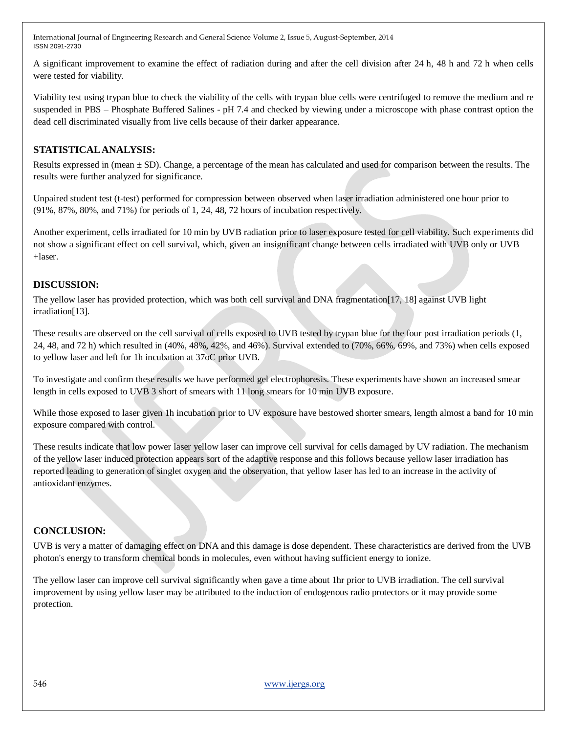A significant improvement to examine the effect of radiation during and after the cell division after 24 h, 48 h and 72 h when cells were tested for viability.

Viability test using trypan blue to check the viability of the cells with trypan blue cells were centrifuged to remove the medium and re suspended in PBS – Phosphate Buffered Salines - pH 7.4 and checked by viewing under a microscope with phase contrast option the dead cell discriminated visually from live cells because of their darker appearance.

## STATISTICAL ANALYSIS:

Results expressed in (mean ± SD). Change, a percentage of the mean has calculated and used for comparison between the results. The results were further analyzed for significance.

Unpaired student test (t-test) performed for compression between observed when laser irradiation administered one hour prior to (91%, 87%, 80%, and 71%) for periods of 1, 24, 48, 72 hours of incubation respectively.

Another experiment, cells irradiated for 10 min by UVB radiation prior to laser exposure tested for cell viability. Such experiments did not show a significant effect on cell survival, which, given an insignificant change between cells irradiated with UVB only or UVB +laser.

## DISCUSSION:

The yellow laser has provided protection, which was both cell survival and DNA fragmentation[17, 18] against UVB light irradiation[13].

These results are observed on the cell survival of cells exposed to UVB tested by trypan blue for the four post irradiation periods (1, 24, 48, and 72 h) which resulted in (40%, 48%, 42%, and 46%). Survival extended to (70%, 66%, 69%, and 73%) when cells exposed to yellow laser and left for 1h incubation at 37oC prior UVB.

To investigate and confirm these results we have performed gel electrophoresis. These experiments have shown an increased smear length in cells exposed to UVB 3 short of smears with 11 long smears for 10 min UVB exposure.

While those exposed to laser given 1h incubation prior to UV exposure have bestowed shorter smears, length almost a band for 10 min exposure compared with control.

These results indicate that low power laser yellow laser can improve cell survival for cells damaged by UV radiation. The mechanism of the yellow laser induced protection appears sort of the adaptive response and this follows because yellow laser irradiation has reported leading to generation of singlet oxygen and the observation, that yellow laser has led to an increase in the activity of antioxidant enzymes.

## CONCLUSION:

UVB is very a matter of damaging effect on DNA and this damage is dose dependent. These characteristics are derived from the UVB photon's energy to transform chemical bonds in molecules, even without having sufficient energy to ionize.

The yellow laser can improve cell survival significantly when gave a time about 1hr prior to UVB irradiation. The cell survival improvement by using yellow laser may be attributed to the induction of endogenous radio protectors or it may provide some protection.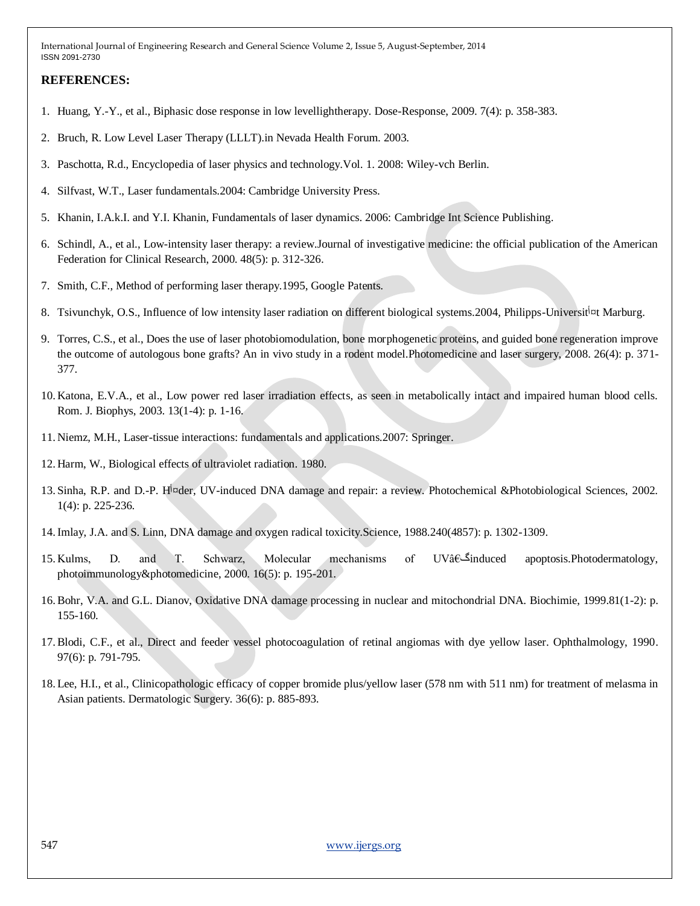## REFERENCES:

1. Huang, Y.-Y., et al., Biphasic dose response in low levellighttherapy. Dose-Response, 2009. 7(4): p. 358-383.
2. Bruch, R. Low Level Laser Therapy (LLLT).in Nevada Health Forum. 2003.
3. Paschotta, R.d., Encyclopedia of laser physics and technology.Vol. 1. 2008: Wiley-vch Berlin.
4. Silfvast, W.T., Laser fundamentals.2004: Cambridge University Press.
5. Khanin, I.A.k.I. and Y.I. Khanin, Fundamentals of laser dynamics. 2006: Cambridge Int Science Publishing.
6. Schindl, A., et al., Low-intensity laser therapy: a review.Journal of investigative medicine: the official publication of the American Federation for Clinical Research, 2000. 48(5): p. 312-326.
7. Smith, C.F., Method of performing laser therapy.1995, Google Patents.
8. Tsivunchyk, O.S., Influence of low intensity laser radiation on different biological systems.2004, Philipps-Universit¦¤t Marburg.
9. Torres, C.S., et al., Does the use of laser photobiomodulation, bone morphogenetic proteins, and guided bone regeneration improve the outcome of autologous bone grafts? An in vivo study in a rodent model.Photomedicine and laser surgery, 2008. 26(4): p. 371-377.
10. Katona, E.V.A., et al., Low power red laser irradiation effects, as seen in metabolically intact and impaired human blood cells. Rom. J. Biophys, 2003. 13(1-4): p. 1-16.
11. Niemz, M.H., Laser-tissue interactions: fundamentals and applications.2007: Springer.
12. Harm, W., Biological effects of ultraviolet radiation. 1980.
13. Sinha, R.P. and D.-P. H¦¤der, UV-induced DNA damage and repair: a review. Photochemical &Photobiological Sciences, 2002. 1(4): p. 225-236.
14. Imlay, J.A. and S. Linn, DNA damage and oxygen radical toxicity.Science, 1988.240(4857): p. 1302-1309.
15. Kulms, D. and T. Schwarz, Molecular mechanisms of UVâ€گinduced apoptosis.Photodermatology, photoimmunology&photomedicine, 2000. 16(5): p. 195-201.
16. Bohr, V.A. and G.L. Dianov, Oxidative DNA damage processing in nuclear and mitochondrial DNA. Biochimie, 1999.81(1-2): p. 155-160.
17. Blodi, C.F., et al., Direct and feeder vessel photocoagulation of retinal angiomas with dye yellow laser. Ophthalmology, 1990. 97(6): p. 791-795.
18. Lee, H.I., et al., Clinicopathologic efficacy of copper bromide plus/yellow laser (578 nm with 511 nm) for treatment of melasma in Asian patients. Dermatologic Surgery. 36(6): p. 885-893.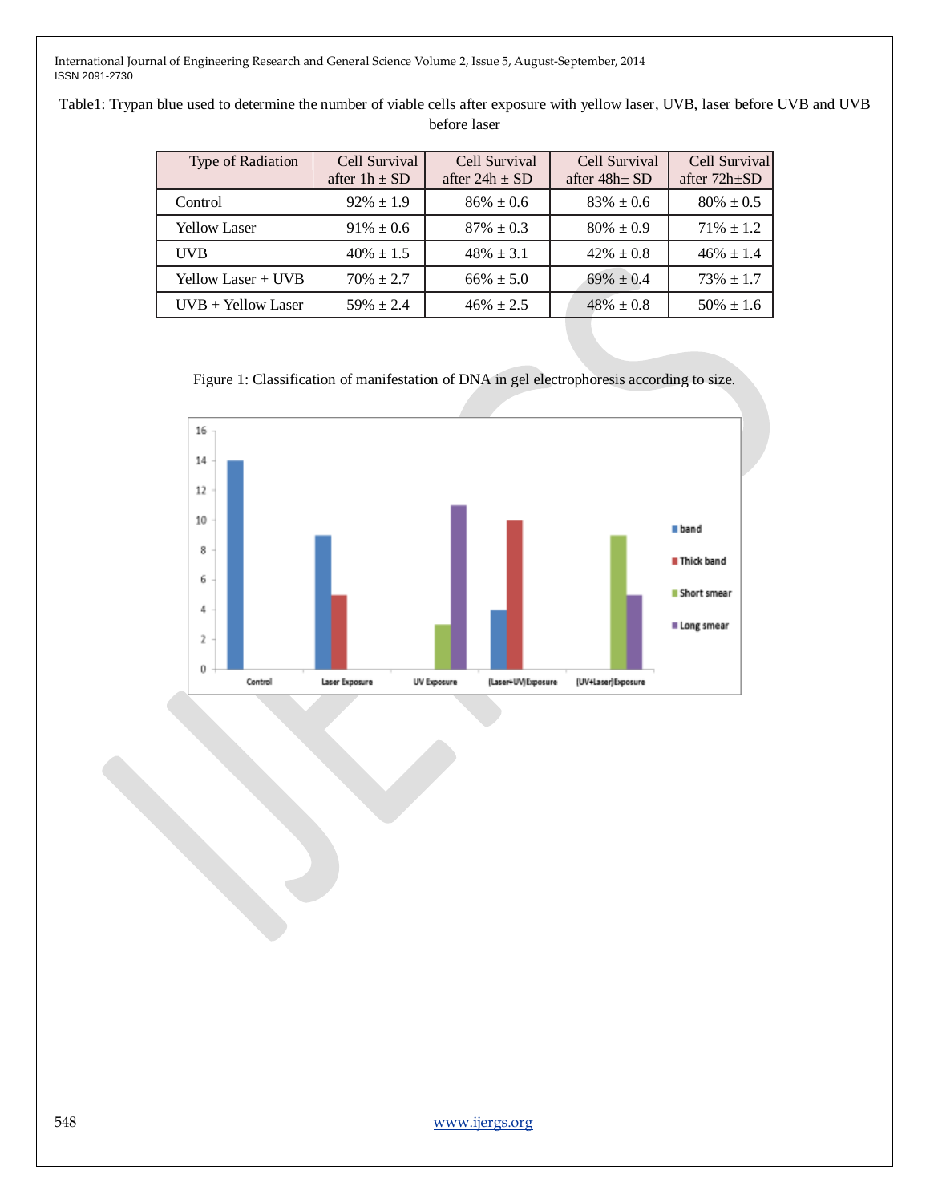Table1: Trypan blue used to determine the number of viable cells after exposure with yellow laser, UVB, laser before UVB and UVB before laser

| Type of Radiation | Cell Survival after 1h ± SD | Cell Survival after 24h ± SD | Cell Survival after 48h± SD | Cell Survival after 72h±SD |
|---|---|---|---|---|
| Control | 92% ± 1.9 | 86% ± 0.6 | 83% ± 0.6 | 80% ± 0.5 |
| Yellow Laser | 91% ± 0.6 | 87% ± 0.3 | 80% ± 0.9 | 71% ± 1.2 |
| UVB | 40% ± 1.5 | 48% ± 3.1 | 42% ± 0.8 | 46% ± 1.4 |
| Yellow Laser + UVB | 70% ± 2.7 | 66% ± 5.0 | 69% ± 0.4 | 73% ± 1.7 |
| UVB + Yellow Laser | 59% ± 2.4 | 46% ± 2.5 | 48% ± 0.8 | 50% ± 1.6 |

Figure 1: Classification of manifestation of DNA in gel electrophoresis according to size.

0
2
4
6
8
10
12
14
16

Control
Laser Exposure
UV Exposure
(Laser+UV)Exposure
(UV+Laser)Exposure

band
Thick band
Short smear
Long smear